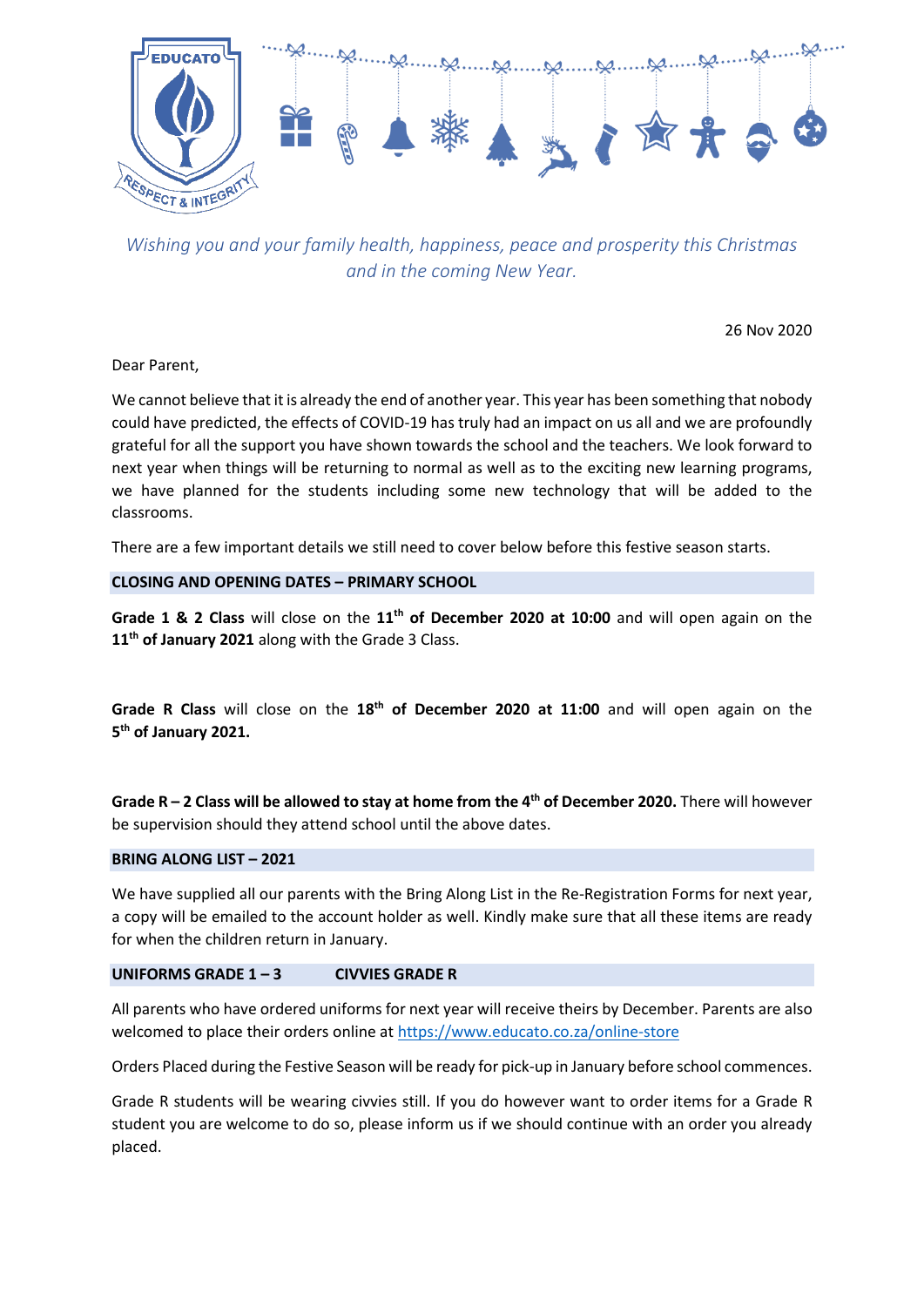*Wishing you and your family health, happiness, peace and prosperity this Christmas and in the coming New Year.*

26 Nov 2020

Dear Parent,

We cannot believe that it is already the end of another year. This year has been something that nobody could have predicted, the effects of COVID-19 has truly had an impact on us all and we are profoundly grateful for all the support you have shown towards the school and the teachers. We look forward to next year when things will be returning to normal as well as to the exciting new learning programs, we have planned for the students including some new technology that will be added to the classrooms.

There are a few important details we still need to cover below before this festive season starts.

## CLOSING AND OPENING DATES – PRIMARY SCHOOL

**Grade 1 & 2 Class** will close on the **11th of December 2020 at 10:00** and will open again on the **11th of January 2021** along with the Grade 3 Class.

**Grade R Class** will close on the **18th of December 2020 at 11:00** and will open again on the **5th of January 2021.**

**Grade R – 2 Class will be allowed to stay at home from the 4th of December 2020.** There will however be supervision should they attend school until the above dates.

## BRING ALONG LIST – 2021

We have supplied all our parents with the Bring Along List in the Re-Registration Forms for next year, a copy will be emailed to the account holder as well. Kindly make sure that all these items are ready for when the children return in January.

## UNIFORMS GRADE 1 – 3 CIVVIES GRADE R

All parents who have ordered uniforms for next year will receive theirs by December. Parents are also welcomed to place their orders online at https://www.educato.co.za/online-store

Orders Placed during the Festive Season will be ready for pick-up in January before school commences.

Grade R students will be wearing civvies still. If you do however want to order items for a Grade R student you are welcome to do so, please inform us if we should continue with an order you already placed.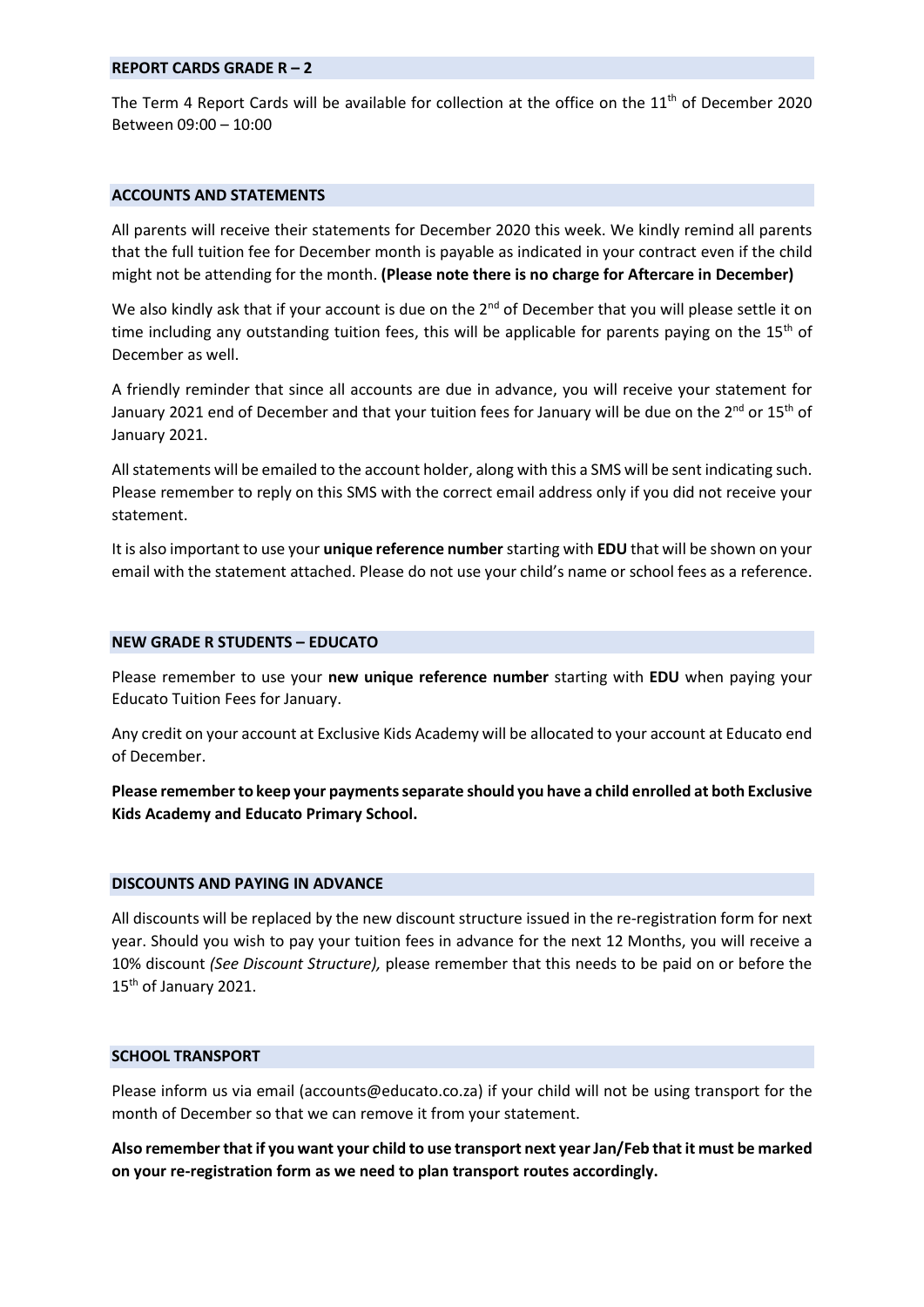## REPORT CARDS GRADE R – 2

The Term 4 Report Cards will be available for collection at the office on the 11th of December 2020 Between 09:00 – 10:00

## ACCOUNTS AND STATEMENTS

All parents will receive their statements for December 2020 this week. We kindly remind all parents that the full tuition fee for December month is payable as indicated in your contract even if the child might not be attending for the month. **(Please note there is no charge for Aftercare in December)**

We also kindly ask that if your account is due on the 2nd of December that you will please settle it on time including any outstanding tuition fees, this will be applicable for parents paying on the 15th of December as well.

A friendly reminder that since all accounts are due in advance, you will receive your statement for January 2021 end of December and that your tuition fees for January will be due on the 2nd or 15th of January 2021.

All statements will be emailed to the account holder, along with this a SMS will be sent indicating such. Please remember to reply on this SMS with the correct email address only if you did not receive your statement.

It is also important to use your **unique reference number** starting with **EDU** that will be shown on your email with the statement attached. Please do not use your child's name or school fees as a reference.

## NEW GRADE R STUDENTS – EDUCATO

Please remember to use your **new unique reference number** starting with **EDU** when paying your Educato Tuition Fees for January.

Any credit on your account at Exclusive Kids Academy will be allocated to your account at Educato end of December.

**Please remember to keep your payments separate should you have a child enrolled at both Exclusive Kids Academy and Educato Primary School.**

## DISCOUNTS AND PAYING IN ADVANCE

All discounts will be replaced by the new discount structure issued in the re-registration form for next year. Should you wish to pay your tuition fees in advance for the next 12 Months, you will receive a 10% discount *(See Discount Structure),* please remember that this needs to be paid on or before the 15th of January 2021.

## SCHOOL TRANSPORT

Please inform us via email (accounts@educato.co.za) if your child will not be using transport for the month of December so that we can remove it from your statement.

**Also remember that if you want your child to use transport next year Jan/Feb that it must be marked on your re-registration form as we need to plan transport routes accordingly.**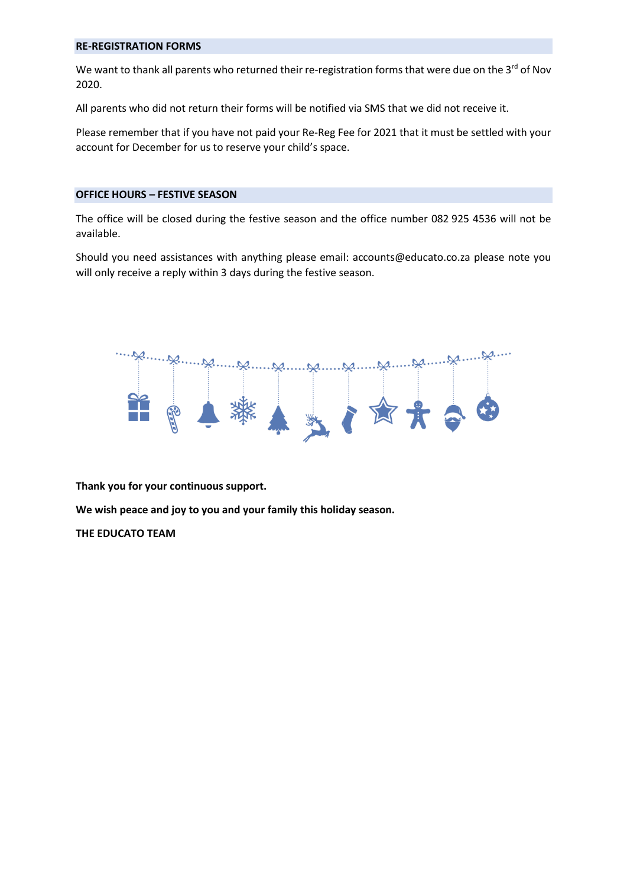## RE-REGISTRATION FORMS

We want to thank all parents who returned their re-registration forms that were due on the 3rd of Nov 2020.

All parents who did not return their forms will be notified via SMS that we did not receive it.

Please remember that if you have not paid your Re-Reg Fee for 2021 that it must be settled with your account for December for us to reserve your child's space.

## OFFICE HOURS – FESTIVE SEASON

The office will be closed during the festive season and the office number 082 925 4536 will not be available.

Should you need assistances with anything please email: accounts@educato.co.za please note you will only receive a reply within 3 days during the festive season.

**Thank you for your continuous support.**

**We wish peace and joy to you and your family this holiday season.**

**THE EDUCATO TEAM**